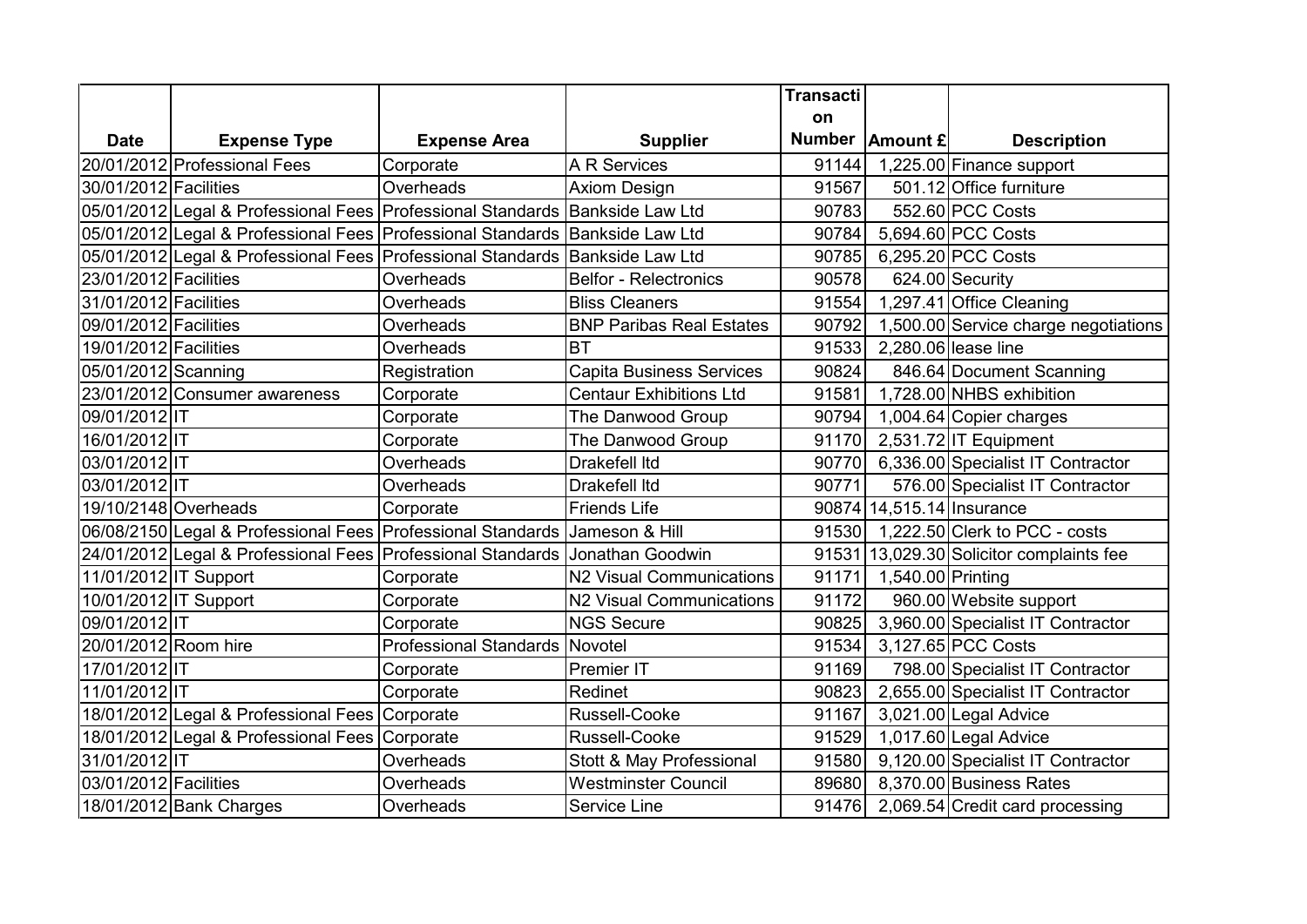| Date | Expense Type | Expense Area | Supplier | Transaction Number | Amount £ | Description |
|---|---|---|---|---|---|---|
| 20/01/2012 | Professional Fees | Corporate | A R Services | 91144 | 1,225.00 | Finance support |
| 30/01/2012 | Facilities | Overheads | Axiom Design | 91567 | 501.12 | Office furniture |
| 05/01/2012 | Legal & Professional Fees | Professional Standards | Bankside Law Ltd | 90783 | 552.60 | PCC Costs |
| 05/01/2012 | Legal & Professional Fees | Professional Standards | Bankside Law Ltd | 90784 | 5,694.60 | PCC Costs |
| 05/01/2012 | Legal & Professional Fees | Professional Standards | Bankside Law Ltd | 90785 | 6,295.20 | PCC Costs |
| 23/01/2012 | Facilities | Overheads | Belfor - Relectronics | 90578 | 624.00 | Security |
| 31/01/2012 | Facilities | Overheads | Bliss Cleaners | 91554 | 1,297.41 | Office Cleaning |
| 09/01/2012 | Facilities | Overheads | BNP Paribas Real Estates | 90792 | 1,500.00 | Service charge negotiations |
| 19/01/2012 | Facilities | Overheads | BT | 91533 | 2,280.06 | lease line |
| 05/01/2012 | Scanning | Registration | Capita Business Services | 90824 | 846.64 | Document Scanning |
| 23/01/2012 | Consumer awareness | Corporate | Centaur Exhibitions Ltd | 91581 | 1,728.00 | NHBS exhibition |
| 09/01/2012 | IT | Corporate | The Danwood Group | 90794 | 1,004.64 | Copier charges |
| 16/01/2012 | IT | Corporate | The Danwood Group | 91170 | 2,531.72 | IT Equipment |
| 03/01/2012 | IT | Overheads | Drakefell ltd | 90770 | 6,336.00 | Specialist IT Contractor |
| 03/01/2012 | IT | Overheads | Drakefell ltd | 90771 | 576.00 | Specialist IT Contractor |
| 19/10/2148 | Overheads | Corporate | Friends Life | 90874 | 14,515.14 | Insurance |
| 06/08/2150 | Legal & Professional Fees | Professional Standards | Jameson & Hill | 91530 | 1,222.50 | Clerk to PCC - costs |
| 24/01/2012 | Legal & Professional Fees | Professional Standards | Jonathan Goodwin | 91531 | 13,029.30 | Solicitor complaints fee |
| 11/01/2012 | IT Support | Corporate | N2 Visual Communications | 91171 | 1,540.00 | Printing |
| 10/01/2012 | IT Support | Corporate | N2 Visual Communications | 91172 | 960.00 | Website support |
| 09/01/2012 | IT | Corporate | NGS Secure | 90825 | 3,960.00 | Specialist IT Contractor |
| 20/01/2012 | Room hire | Professional Standards | Novotel | 91534 | 3,127.65 | PCC Costs |
| 17/01/2012 | IT | Corporate | Premier IT | 91169 | 798.00 | Specialist IT Contractor |
| 11/01/2012 | IT | Corporate | Redinet | 90823 | 2,655.00 | Specialist IT Contractor |
| 18/01/2012 | Legal & Professional Fees | Corporate | Russell-Cooke | 91167 | 3,021.00 | Legal Advice |
| 18/01/2012 | Legal & Professional Fees | Corporate | Russell-Cooke | 91529 | 1,017.60 | Legal Advice |
| 31/01/2012 | IT | Overheads | Stott & May Professional | 91580 | 9,120.00 | Specialist IT Contractor |
| 03/01/2012 | Facilities | Overheads | Westminster Council | 89680 | 8,370.00 | Business Rates |
| 18/01/2012 | Bank Charges | Overheads | Service Line | 91476 | 2,069.54 | Credit card processing |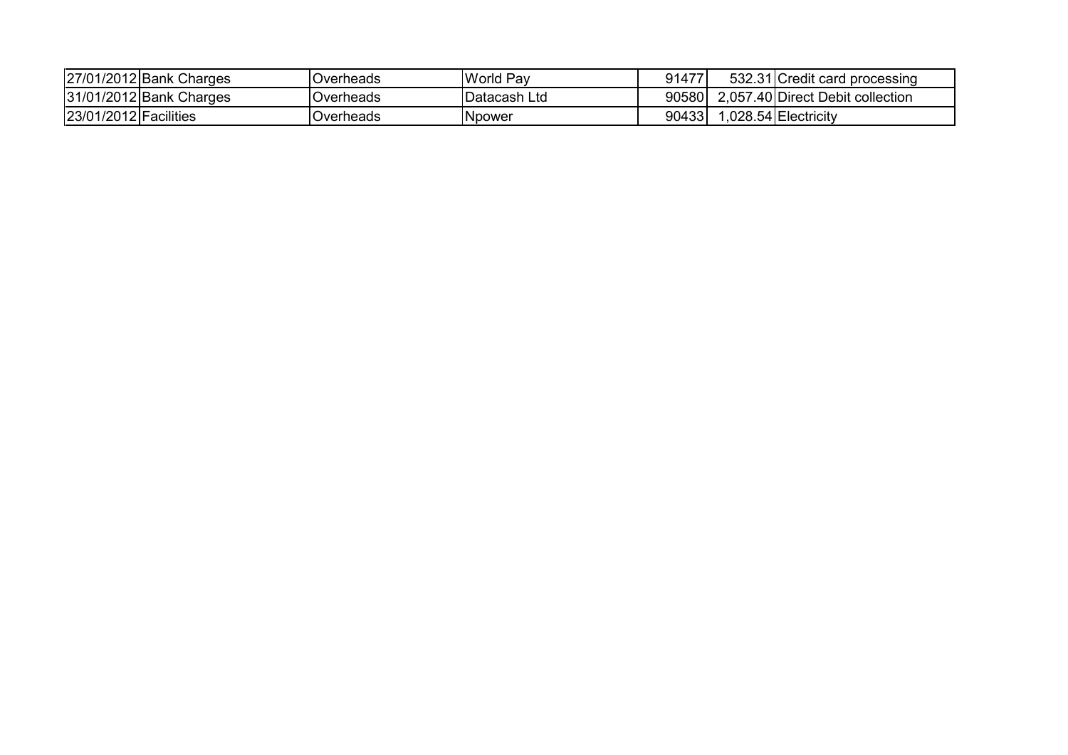| | | | | | | |
|---|---|---|---|---|---|---|
| 27/01/2012 | Bank Charges | Overheads | World Pay | 91477 | 532.31 | Credit card processing |
| 31/01/2012 | Bank Charges | Overheads | Datacash Ltd | 90580 | 2,057.40 | Direct Debit collection |
| 23/01/2012 | Facilities | Overheads | Npower | 90433 | 1,028.54 | Electricity |